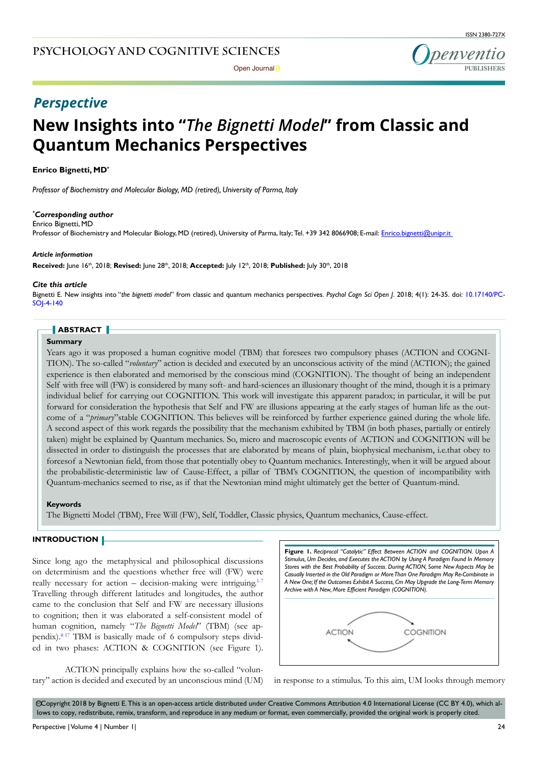# Perspective

# New Insights into "*The Bignetti Model*" from Classic and Quantum Mechanics Perspectives

**Enrico Bignetti, MD***

*Professor of Biochemistry and Molecular Biology, MD (retired), University of Parma, Italy*

***Corresponding author**
Enrico Bignetti, MD
Professor of Biochemistry and Molecular Biology, MD (retired), University of Parma, Italy; Tel. +39 342 8066908; E-mail: Enrico.bignetti@unipr.it

***Article information***
**Received:** June 16th, 2018; **Revised:** June 28th, 2018; **Accepted:** July 12th, 2018; **Published:** July 30th, 2018

***Cite this article***
Bignetti E. New insights into "*the bignetti model*" from classic and quantum mechanics perspectives. *Psychol Cogn Sci Open J*. 2018; 4(1): 24-35. doi: 10.17140/PCSOJ-4-140

## ABSTRACT

**Summary**

Years ago it was proposed a human cognitive model (TBM) that foresees two compulsory phases (ACTION and COGNITION). The so-called "*voluntary*" action is decided and executed by an unconscious activity of the mind (ACTION); the gained experience is then elaborated and memorised by the conscious mind (COGNITION). The thought of being an independent Self with free will (FW) is considered by many soft- and hard-sciences an illusionary thought of the mind, though it is a primary individual belief for carrying out COGNITION. This work will investigate this apparent paradox; in particular, it will be put forward for consideration the hypothesis that Self and FW are illusions appearing at the early stages of human life as the outcome of a "*primary*"stable COGNITION. This believes will be reinforced by further experience gained during the whole life. A second aspect of this work regards the possibility that the mechanism exhibited by TBM (in both phases, partially or entirely taken) might be explained by Quantum mechanics. So, micro and macroscopic events of ACTION and COGNITION will be dissected in order to distinguish the processes that are elaborated by means of plain, biophysical mechanism, i.e.that obey to forcesof a Newtonian field, from those that potentially obey to Quantum mechanics. Interestingly, when it will be argued about the probabilistic-deterministic law of Cause-Effect, a pillar of TBM's COGNITION, the question of incompatibility with Quantum-mechanics seemed to rise, as if that the Newtonian mind might ultimately get the better of Quantum-mind.

**Keywords**

The Bignetti Model (TBM), Free Will (FW), Self, Toddler, Classic physics, Quantum mechanics, Cause-effect.

## INTRODUCTION

Since long ago the metaphysical and philosophical discussions on determinism and the questions whether free will (FW) were really necessary for action – decision-making were intriguing.[1-7] Travelling through different latitudes and longitudes, the author came to the conclusion that Self and FW are necessary illusions to cognition; then it was elaborated a self-consistent model of human cognition, namely "*The Bignetti Model*" (TBM) (see appendix).[8-17] TBM is basically made of 6 compulsory steps divided in two phases: ACTION & COGNITION (see Figure 1).

**Figure 1.** *Reciprocal "Catalytic" Effect Between ACTION and COGNITION. Upon A Stimulus, Um Decides, and Executes the ACTION by Using A Paradigm Found In Memory Stores with the Best Probability of Success. During ACTION, Some New Aspects May be Casually Inserted in the Old Paradigm or More Than One Paradigm May Re-Combinate in A New One; If the Outcomes Exhibit A Success, Cm May Upgrade the Long-Term Memory Archive with A New, More Efficient Paradigm (COGNITION).*

ACTION ⇄ COGNITION

ACTION principally explains how the so-called "voluntary" action is decided and executed by an unconscious mind (UM) in response to a stimulus. To this aim, UM looks through memory

©Copyright 2018 by Bignetti E. This is an open-access article distributed under Creative Commons Attribution 4.0 International License (CC BY 4.0), which allows to copy, redistribute, remix, transform, and reproduce in any medium or format, even commercially, provided the original work is properly cited.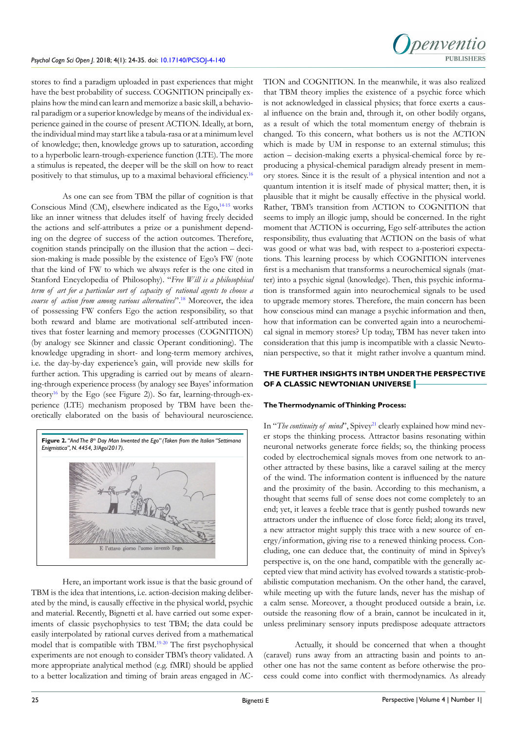stores to find a paradigm uploaded in past experiences that might have the best probability of success. COGNITION principally explains how the mind can learn and memorize a basic skill, a behavioral paradigm or a superior knowledge by means of the individual experience gained in the course of present ACTION. Ideally, at born, the individual mind may start like a tabula-rasa or at a minimum level of knowledge; then, knowledge grows up to saturation, according to a hyperbolic learn-trough-experience function (LTE). The more a stimulus is repeated, the deeper will be the skill on how to react positively to that stimulus, up to a maximal behavioral efficiency.[16]

As one can see from TBM the pillar of cognition is that Conscious Mind (CM), elsewhere indicated as the Ego,[14-15] works like an inner witness that deludes itself of having freely decided the actions and self-attributes a prize or a punishment depending on the degree of success of the action outcomes. Therefore, cognition stands principally on the illusion that the action – decision-making is made possible by the existence of Ego's FW (note that the kind of FW to which we always refer is the one cited in Stanford Encyclopedia of Philosophy). "*Free Will is a philosophical term of art for a particular sort of capacity of rational agents to choose a course of action from among various alternatives*".[18] Moreover, the idea of possessing FW confers Ego the action responsibility, so that both reward and blame are motivational self-attributed incentives that foster learning and memory processes (COGNITION) (by analogy see Skinner and classic Operant conditioning). The knowledge upgrading in short- and long-term memory archives, i.e. the day-by-day experience's gain, will provide new skills for further action. This upgrading is carried out by means of alearning-through experience process (by analogy see Bayes' information theory[16] by the Ego (see Figure 2)). So far, learning-through-experience (LTE) mechanism proposed by TBM have been theoretically elaborated on the basis of behavioural neuroscience.

**Figure 2.** *"And The 8th Day Man Invented the Ego" (Taken from the Italian "Settimana Enigmistica", N. 4454, 3/Ago/2017).*

Here, an important work issue is that the basic ground of TBM is the idea that intentions, i.e. action-decision making deliberated by the mind, is causally effective in the physical world, psychic and material. Recently, Bignetti et al. have carried out some experiments of classic psychophysics to test TBM; the data could be easily interpolated by rational curves derived from a mathematical model that is compatible with TBM.[19-20] The first psychophysical experiments are not enough to consider TBM's theory validated. A more appropriate analytical method (e.g. fMRI) should be applied to a better localization and timing of brain areas engaged in ACTION and COGNITION. In the meanwhile, it was also realized that TBM theory implies the existence of a psychic force which is not acknowledged in classical physics; that force exerts a causal influence on the brain and, through it, on other bodily organs, as a result of which the total momentum energy of thebrain is changed. To this concern, what bothers us is not the ACTION which is made by UM in response to an external stimulus; this action – decision-making exerts a physical-chemical force by reproducing a physical-chemical paradigm already present in memory stores. Since it is the result of a physical intention and not a quantum intention it is itself made of physical matter; then, it is plausible that it might be causally effective in the physical world. Rather, TBM's transition from ACTION to COGNITION that seems to imply an illogic jump, should be concerned. In the right moment that ACTION is occurring, Ego self-attributes the action responsibility, thus evaluating that ACTION on the basis of what was good or what was bad, with respect to a-posteriori expectations. This learning process by which COGNITION intervenes first is a mechanism that transforms a neurochemical signals (matter) into a psychic signal (knowledge). Then, this psychic information is transformed again into neurochemical signals to be used to upgrade memory stores. Therefore, the main concern has been how conscious mind can manage a psychic information and then, how that information can be converted again into a neurochemical signal in memory stores? Up today, TBM has never taken into consideration that this jump is incompatible with a classic Newtonian perspective, so that it might rather involve a quantum mind.

## THE FURTHER INSIGHTS IN TBM UNDER THE PERSPECTIVE OF A CLASSIC NEWTONIAN UNIVERSE

### The Thermodynamic of Thinking Process:

In "*The continuity of mind*", Spivey[21] clearly explained how mind never stops the thinking process. Attractor basins resonating within neuronal networks generate force fields; so, the thinking process coded by electrochemical signals moves from one network to another attracted by these basins, like a caravel sailing at the mercy of the wind. The information content is influenced by the nature and the proximity of the basin. According to this mechanism, a thought that seems full of sense does not come completely to an end; yet, it leaves a feeble trace that is gently pushed towards new attractors under the influence of close force field; along its travel, a new attractor might supply this trace with a new source of energy/information, giving rise to a renewed thinking process. Concluding, one can deduce that, the continuity of mind in Spivey's perspective is, on the one hand, compatible with the generally accepted view that mind activity has evolved towards a statistic-probabilistic computation mechanism. On the other hand, the caravel, while meeting up with the future lands, never has the mishap of a calm sense. Moreover, a thought produced outside a brain, i.e. outside the reasoning flow of a brain, cannot be inculcated in it, unless preliminary sensory inputs predispose adequate attractors

Actually, it should be concerned that when a thought (caravel) runs away from an attracting basin and points to another one has not the same content as before otherwise the process could come into conflict with thermodynamics. As already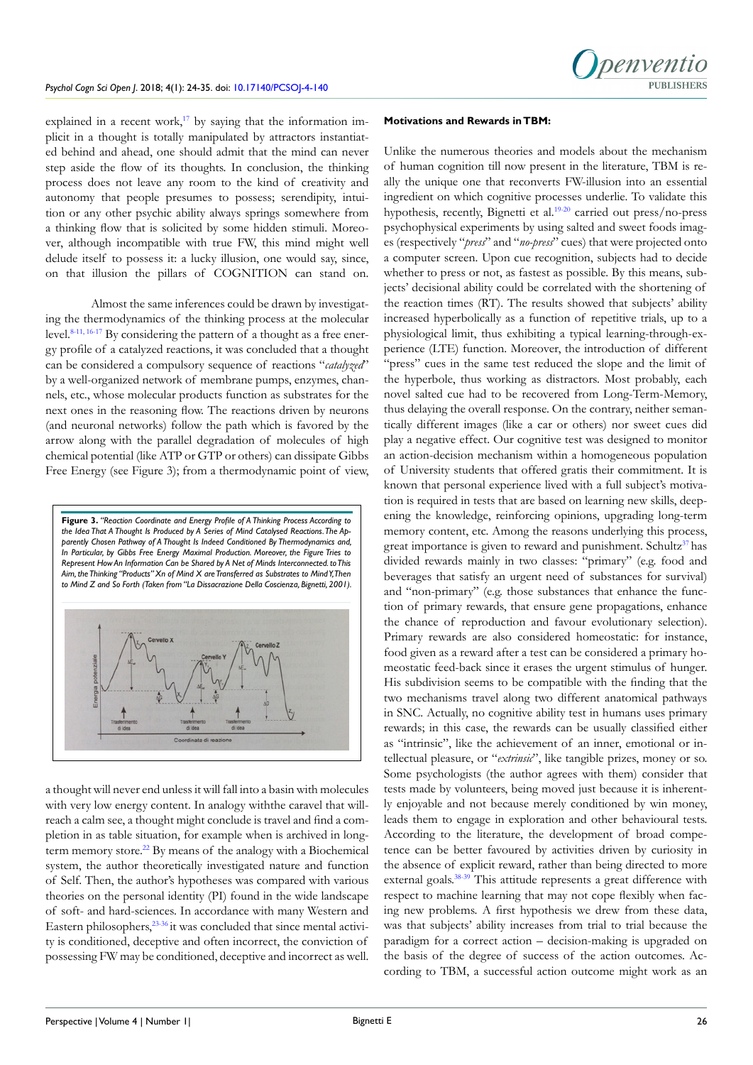explained in a recent work,[17] by saying that the information implicit in a thought is totally manipulated by attractors instantiated behind and ahead, one should admit that the mind can never step aside the flow of its thoughts. In conclusion, the thinking process does not leave any room to the kind of creativity and autonomy that people presumes to possess; serendipity, intuition or any other psychic ability always springs somewhere from a thinking flow that is solicited by some hidden stimuli. Moreover, although incompatible with true FW, this mind might well delude itself to possess it: a lucky illusion, one would say, since, on that illusion the pillars of COGNITION can stand on.

Almost the same inferences could be drawn by investigating the thermodynamics of the thinking process at the molecular level.[8-11, 16-17] By considering the pattern of a thought as a free energy profile of a catalyzed reactions, it was concluded that a thought can be considered a compulsory sequence of reactions "*catalyzed*" by a well-organized network of membrane pumps, enzymes, channels, etc., whose molecular products function as substrates for the next ones in the reasoning flow. The reactions driven by neurons (and neuronal networks) follow the path which is favored by the arrow along with the parallel degradation of molecules of high chemical potential (like ATP or GTP or others) can dissipate Gibbs Free Energy (see Figure 3); from a thermodynamic point of view,

**Figure 3.** *"Reaction Coordinate and Energy Profile of A Thinking Process According to the Idea That A Thought Is Produced by A Series of Mind Catalysed Reactions. The Apparently Chosen Pathway of A Thought Is Indeed Conditioned By Thermodynamics and, In Particular, by Gibbs Free Energy Maximal Production. Moreover, the Figure Tries to Represent How An Information Can be Shared by A Net of Minds Interconnected. to This Aim, the Thinking "Products" Xn of Mind X are Transferred as Substrates to Mind Y, Then to Mind Z and So Forth (Taken from "La Dissacrazione Della Coscienza, Bignetti, 2001).*

a thought will never end unless it will fall into a basin with molecules with very low energy content. In analogy withthe caravel that willreach a calm sea, a thought might conclude is travel and find a completion in as table situation, for example when is archived in long-term memory store.[22] By means of the analogy with a Biochemical system, the author theoretically investigated nature and function of Self. Then, the author's hypotheses was compared with various theories on the personal identity (PI) found in the wide landscape of soft- and hard-sciences. In accordance with many Western and Eastern philosophers,[23-36] it was concluded that since mental activity is conditioned, deceptive and often incorrect, the conviction of possessing FW may be conditioned, deceptive and incorrect as well.

**Motivations and Rewards in TBM:**

Unlike the numerous theories and models about the mechanism of human cognition till now present in the literature, TBM is really the unique one that reconverts FW-illusion into an essential ingredient on which cognitive processes underlie. To validate this hypothesis, recently, Bignetti et al.[19-20] carried out press/no-press psychophysical experiments by using salted and sweet foods images (respectively "*press*" and "*no-press*" cues) that were projected onto a computer screen. Upon cue recognition, subjects had to decide whether to press or not, as fastest as possible. By this means, subjects' decisional ability could be correlated with the shortening of the reaction times (RT). The results showed that subjects' ability increased hyperbolically as a function of repetitive trials, up to a physiological limit, thus exhibiting a typical learning-through-experience (LTE) function. Moreover, the introduction of different "press" cues in the same test reduced the slope and the limit of the hyperbole, thus working as distractors. Most probably, each novel salted cue had to be recovered from Long-Term-Memory, thus delaying the overall response. On the contrary, neither semantically different images (like a car or others) nor sweet cues did play a negative effect. Our cognitive test was designed to monitor an action-decision mechanism within a homogeneous population of University students that offered gratis their commitment. It is known that personal experience lived with a full subject's motivation is required in tests that are based on learning new skills, deepening the knowledge, reinforcing opinions, upgrading long-term memory content, etc. Among the reasons underlying this process, great importance is given to reward and punishment. Schultz[37] has divided rewards mainly in two classes: "primary" (e.g. food and beverages that satisfy an urgent need of substances for survival) and "non-primary" (e.g. those substances that enhance the function of primary rewards, that ensure gene propagations, enhance the chance of reproduction and favour evolutionary selection). Primary rewards are also considered homeostatic: for instance, food given as a reward after a test can be considered a primary homeostatic feed-back since it erases the urgent stimulus of hunger. His subdivision seems to be compatible with the finding that the two mechanisms travel along two different anatomical pathways in SNC. Actually, no cognitive ability test in humans uses primary rewards; in this case, the rewards can be usually classified either as "intrinsic", like the achievement of an inner, emotional or intellectual pleasure, or "*extrinsic*", like tangible prizes, money or so. Some psychologists (the author agrees with them) consider that tests made by volunteers, being moved just because it is inherently enjoyable and not because merely conditioned by win money, leads them to engage in exploration and other behavioural tests. According to the literature, the development of broad competence can be better favoured by activities driven by curiosity in the absence of explicit reward, rather than being directed to more external goals.[38-39] This attitude represents a great difference with respect to machine learning that may not cope flexibly when facing new problems. A first hypothesis we drew from these data, was that subjects' ability increases from trial to trial because the paradigm for a correct action – decision-making is upgraded on the basis of the degree of success of the action outcomes. According to TBM, a successful action outcome might work as an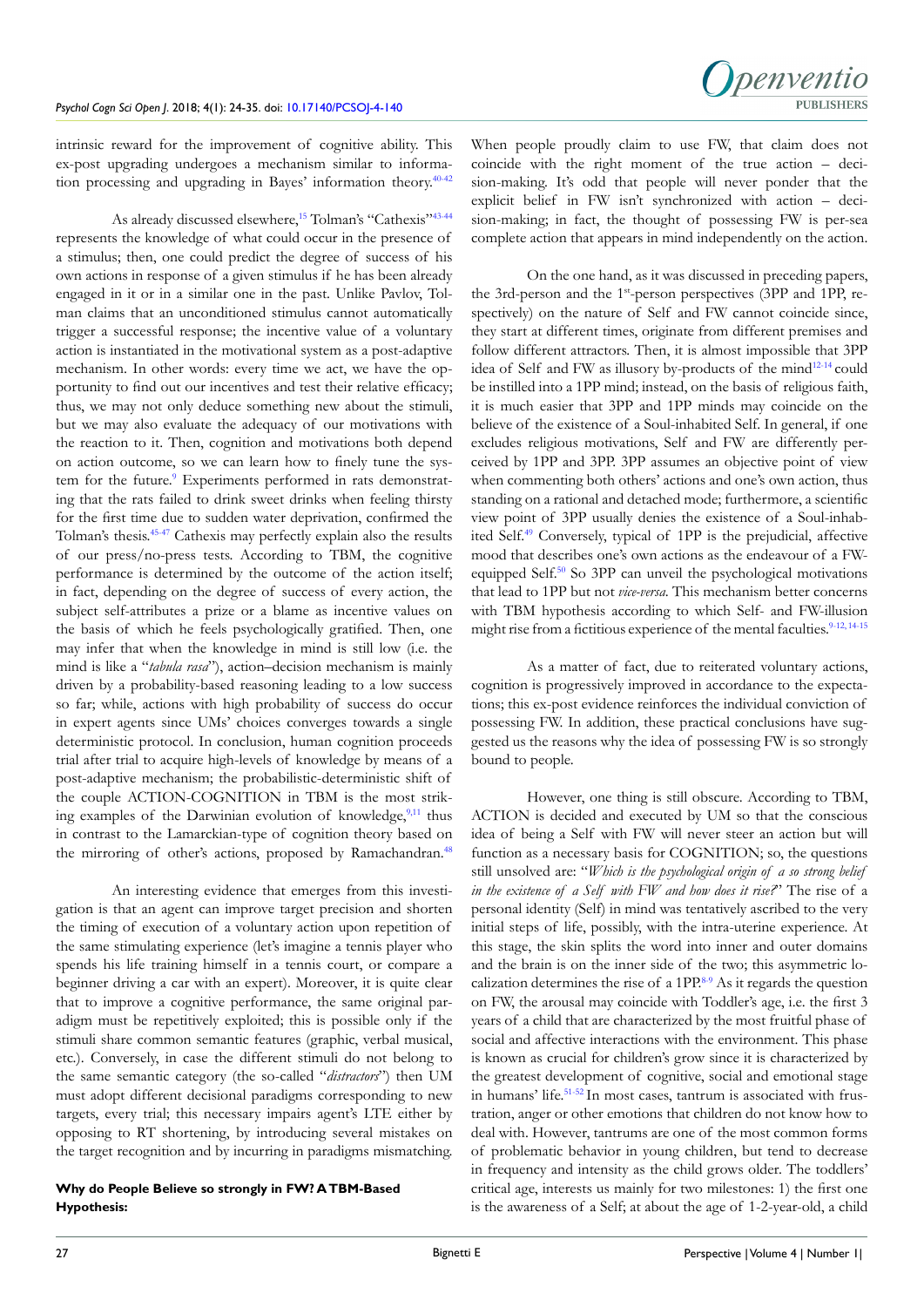intrinsic reward for the improvement of cognitive ability. This ex-post upgrading undergoes a mechanism similar to information processing and upgrading in Bayes' information theory.[40-42]

As already discussed elsewhere,[15] Tolman's "Cathexis"[43-44] represents the knowledge of what could occur in the presence of a stimulus; then, one could predict the degree of success of his own actions in response of a given stimulus if he has been already engaged in it or in a similar one in the past. Unlike Pavlov, Tolman claims that an unconditioned stimulus cannot automatically trigger a successful response; the incentive value of a voluntary action is instantiated in the motivational system as a post-adaptive mechanism. In other words: every time we act, we have the opportunity to find out our incentives and test their relative efficacy; thus, we may not only deduce something new about the stimuli, but we may also evaluate the adequacy of our motivations with the reaction to it. Then, cognition and motivations both depend on action outcome, so we can learn how to finely tune the system for the future.[9] Experiments performed in rats demonstrating that the rats failed to drink sweet drinks when feeling thirsty for the first time due to sudden water deprivation, confirmed the Tolman's thesis.[45-47] Cathexis may perfectly explain also the results of our press/no-press tests. According to TBM, the cognitive performance is determined by the outcome of the action itself; in fact, depending on the degree of success of every action, the subject self-attributes a prize or a blame as incentive values on the basis of which he feels psychologically gratified. Then, one may infer that when the knowledge in mind is still low (i.e. the mind is like a "*tabula rasa*"), action–decision mechanism is mainly driven by a probability-based reasoning leading to a low success so far; while, actions with high probability of success do occur in expert agents since UMs' choices converges towards a single deterministic protocol. In conclusion, human cognition proceeds trial after trial to acquire high-levels of knowledge by means of a post-adaptive mechanism; the probabilistic-deterministic shift of the couple ACTION-COGNITION in TBM is the most striking examples of the Darwinian evolution of knowledge,[9,11] thus in contrast to the Lamarckian-type of cognition theory based on the mirroring of other's actions, proposed by Ramachandran.[48]

An interesting evidence that emerges from this investigation is that an agent can improve target precision and shorten the timing of execution of a voluntary action upon repetition of the same stimulating experience (let's imagine a tennis player who spends his life training himself in a tennis court, or compare a beginner driving a car with an expert). Moreover, it is quite clear that to improve a cognitive performance, the same original paradigm must be repetitively exploited; this is possible only if the stimuli share common semantic features (graphic, verbal musical, etc.). Conversely, in case the different stimuli do not belong to the same semantic category (the so-called "*distractors*") then UM must adopt different decisional paradigms corresponding to new targets, every trial; this necessary impairs agent's LTE either by opposing to RT shortening, by introducing several mistakes on the target recognition and by incurring in paradigms mismatching.

**Why do People Believe so strongly in FW? A TBM-Based Hypothesis:**

When people proudly claim to use FW, that claim does not coincide with the right moment of the true action – decision-making. It's odd that people will never ponder that the explicit belief in FW isn't synchronized with action – decision-making; in fact, the thought of possessing FW is per-sea complete action that appears in mind independently on the action.

On the one hand, as it was discussed in preceding papers, the 3rd-person and the 1st-person perspectives (3PP and 1PP, respectively) on the nature of Self and FW cannot coincide since, they start at different times, originate from different premises and follow different attractors. Then, it is almost impossible that 3PP idea of Self and FW as illusory by-products of the mind[12-14] could be instilled into a 1PP mind; instead, on the basis of religious faith, it is much easier that 3PP and 1PP minds may coincide on the believe of the existence of a Soul-inhabited Self. In general, if one excludes religious motivations, Self and FW are differently perceived by 1PP and 3PP. 3PP assumes an objective point of view when commenting both others' actions and one's own action, thus standing on a rational and detached mode; furthermore, a scientific view point of 3PP usually denies the existence of a Soul-inhabited Self.[49] Conversely, typical of 1PP is the prejudicial, affective mood that describes one's own actions as the endeavour of a FW-equipped Self.[50] So 3PP can unveil the psychological motivations that lead to 1PP but not *vice-versa*. This mechanism better concerns with TBM hypothesis according to which Self- and FW-illusion might rise from a fictitious experience of the mental faculties.[9-12,14-15]

As a matter of fact, due to reiterated voluntary actions, cognition is progressively improved in accordance to the expectations; this ex-post evidence reinforces the individual conviction of possessing FW. In addition, these practical conclusions have suggested us the reasons why the idea of possessing FW is so strongly bound to people.

However, one thing is still obscure. According to TBM, ACTION is decided and executed by UM so that the conscious idea of being a Self with FW will never steer an action but will function as a necessary basis for COGNITION; so, the questions still unsolved are: "*Which is the psychological origin of a so strong belief in the existence of a Self with FW and how does it rise?*" The rise of a personal identity (Self) in mind was tentatively ascribed to the very initial steps of life, possibly, with the intra-uterine experience. At this stage, the skin splits the word into inner and outer domains and the brain is on the inner side of the two; this asymmetric localization determines the rise of a 1PP.[8-9] As it regards the question on FW, the arousal may coincide with Toddler's age, i.e. the first 3 years of a child that are characterized by the most fruitful phase of social and affective interactions with the environment. This phase is known as crucial for children's grow since it is characterized by the greatest development of cognitive, social and emotional stage in humans' life.[51-52] In most cases, tantrum is associated with frustration, anger or other emotions that children do not know how to deal with. However, tantrums are one of the most common forms of problematic behavior in young children, but tend to decrease in frequency and intensity as the child grows older. The toddlers' critical age, interests us mainly for two milestones: 1) the first one is the awareness of a Self; at about the age of 1-2-year-old, a child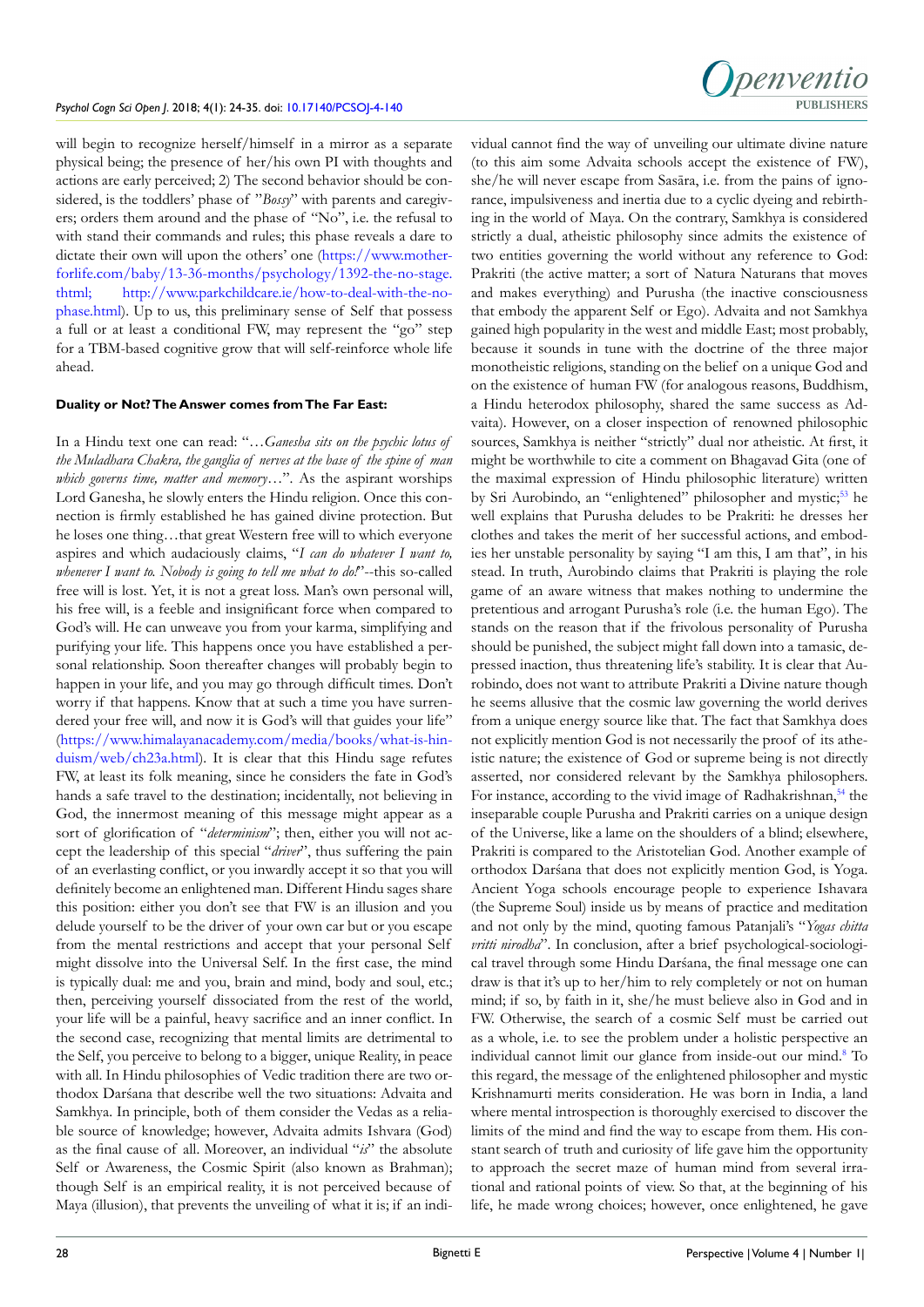will begin to recognize herself/himself in a mirror as a separate physical being; the presence of her/his own PI with thoughts and actions are early perceived; 2) The second behavior should be considered, is the toddlers' phase of "*Bossy*" with parents and caregivers; orders them around and the phase of "No", i.e. the refusal to with stand their commands and rules; this phase reveals a dare to dictate their own will upon the others' one (https://www.motherforlife.com/baby/13-36-months/psychology/1392-the-no-stage.thtml; http://www.parkchildcare.ie/how-to-deal-with-the-no-phase.html). Up to us, this preliminary sense of Self that possess a full or at least a conditional FW, may represent the "go" step for a TBM-based cognitive grow that will self-reinforce whole life ahead.

**Duality or Not? The Answer comes from The Far East:**

In a Hindu text one can read: "…*Ganesha sits on the psychic lotus of the Muladhara Chakra, the ganglia of nerves at the base of the spine of man which governs time, matter and memory*…". As the aspirant worships Lord Ganesha, he slowly enters the Hindu religion. Once this connection is firmly established he has gained divine protection. But he loses one thing…that great Western free will to which everyone aspires and which audaciously claims, "*I can do whatever I want to, whenever I want to. Nobody is going to tell me what to do!*"--this so-called free will is lost. Yet, it is not a great loss. Man's own personal will, his free will, is a feeble and insignificant force when compared to God's will. He can unweave you from your karma, simplifying and purifying your life. This happens once you have established a personal relationship. Soon thereafter changes will probably begin to happen in your life, and you may go through difficult times. Don't worry if that happens. Know that at such a time you have surrendered your free will, and now it is God's will that guides your life" (https://www.himalayanacademy.com/media/books/what-is-hinduism/web/ch23a.html). It is clear that this Hindu sage refutes FW, at least its folk meaning, since he considers the fate in God's hands a safe travel to the destination; incidentally, not believing in God, the innermost meaning of this message might appear as a sort of glorification of "*determinism*"; then, either you will not accept the leadership of this special "*driver*", thus suffering the pain of an everlasting conflict, or you inwardly accept it so that you will definitely become an enlightened man. Different Hindu sages share this position: either you don't see that FW is an illusion and you delude yourself to be the driver of your own car but or you escape from the mental restrictions and accept that your personal Self might dissolve into the Universal Self. In the first case, the mind is typically dual: me and you, brain and mind, body and soul, etc.; then, perceiving yourself dissociated from the rest of the world, your life will be a painful, heavy sacrifice and an inner conflict. In the second case, recognizing that mental limits are detrimental to the Self, you perceive to belong to a bigger, unique Reality, in peace with all. In Hindu philosophies of Vedic tradition there are two orthodox Darśana that describe well the two situations: Advaita and Samkhya. In principle, both of them consider the Vedas as a reliable source of knowledge; however, Advaita admits Ishvara (God) as the final cause of all. Moreover, an individual "*is*" the absolute Self or Awareness, the Cosmic Spirit (also known as Brahman); though Self is an empirical reality, it is not perceived because of Maya (illusion), that prevents the unveiling of what it is; if an individual cannot find the way of unveiling our ultimate divine nature (to this aim some Advaita schools accept the existence of FW), she/he will never escape from Sasāra, i.e. from the pains of ignorance, impulsiveness and inertia due to a cyclic dyeing and rebirthing in the world of Maya. On the contrary, Samkhya is considered strictly a dual, atheistic philosophy since admits the existence of two entities governing the world without any reference to God: Prakriti (the active matter; a sort of Natura Naturans that moves and makes everything) and Purusha (the inactive consciousness that embody the apparent Self or Ego). Advaita and not Samkhya gained high popularity in the west and middle East; most probably, because it sounds in tune with the doctrine of the three major monotheistic religions, standing on the belief on a unique God and on the existence of human FW (for analogous reasons, Buddhism, a Hindu heterodox philosophy, shared the same success as Advaita). However, on a closer inspection of renowned philosophic sources, Samkhya is neither "strictly" dual nor atheistic. At first, it might be worthwhile to cite a comment on Bhagavad Gita (one of the maximal expression of Hindu philosophic literature) written by Sri Aurobindo, an "enlightened" philosopher and mystic;[53] he well explains that Purusha deludes to be Prakriti: he dresses her clothes and takes the merit of her successful actions, and embodies her unstable personality by saying "I am this, I am that", in his stead. In truth, Aurobindo claims that Prakriti is playing the role game of an aware witness that makes nothing to undermine the pretentious and arrogant Purusha's role (i.e. the human Ego). The stands on the reason that if the frivolous personality of Purusha should be punished, the subject might fall down into a tamasic, depressed inaction, thus threatening life's stability. It is clear that Aurobindo, does not want to attribute Prakriti a Divine nature though he seems allusive that the cosmic law governing the world derives from a unique energy source like that. The fact that Samkhya does not explicitly mention God is not necessarily the proof of its atheistic nature; the existence of God or supreme being is not directly asserted, nor considered relevant by the Samkhya philosophers. For instance, according to the vivid image of Radhakrishnan,[54] the inseparable couple Purusha and Prakriti carries on a unique design of the Universe, like a lame on the shoulders of a blind; elsewhere, Prakriti is compared to the Aristotelian God. Another example of orthodox Darśana that does not explicitly mention God, is Yoga. Ancient Yoga schools encourage people to experience Ishavara (the Supreme Soul) inside us by means of practice and meditation and not only by the mind, quoting famous Patanjali's "*Yogas chitta vritti nirodha*". In conclusion, after a brief psychological-sociological travel through some Hindu Darśana, the final message one can draw is that it's up to her/him to rely completely or not on human mind; if so, by faith in it, she/he must believe also in God and in FW. Otherwise, the search of a cosmic Self must be carried out as a whole, i.e. to see the problem under a holistic perspective an individual cannot limit our glance from inside-out our mind.[8] To this regard, the message of the enlightened philosopher and mystic Krishnamurti merits consideration. He was born in India, a land where mental introspection is thoroughly exercised to discover the limits of the mind and find the way to escape from them. His constant search of truth and curiosity of life gave him the opportunity to approach the secret maze of human mind from several irrational and rational points of view. So that, at the beginning of his life, he made wrong choices; however, once enlightened, he gave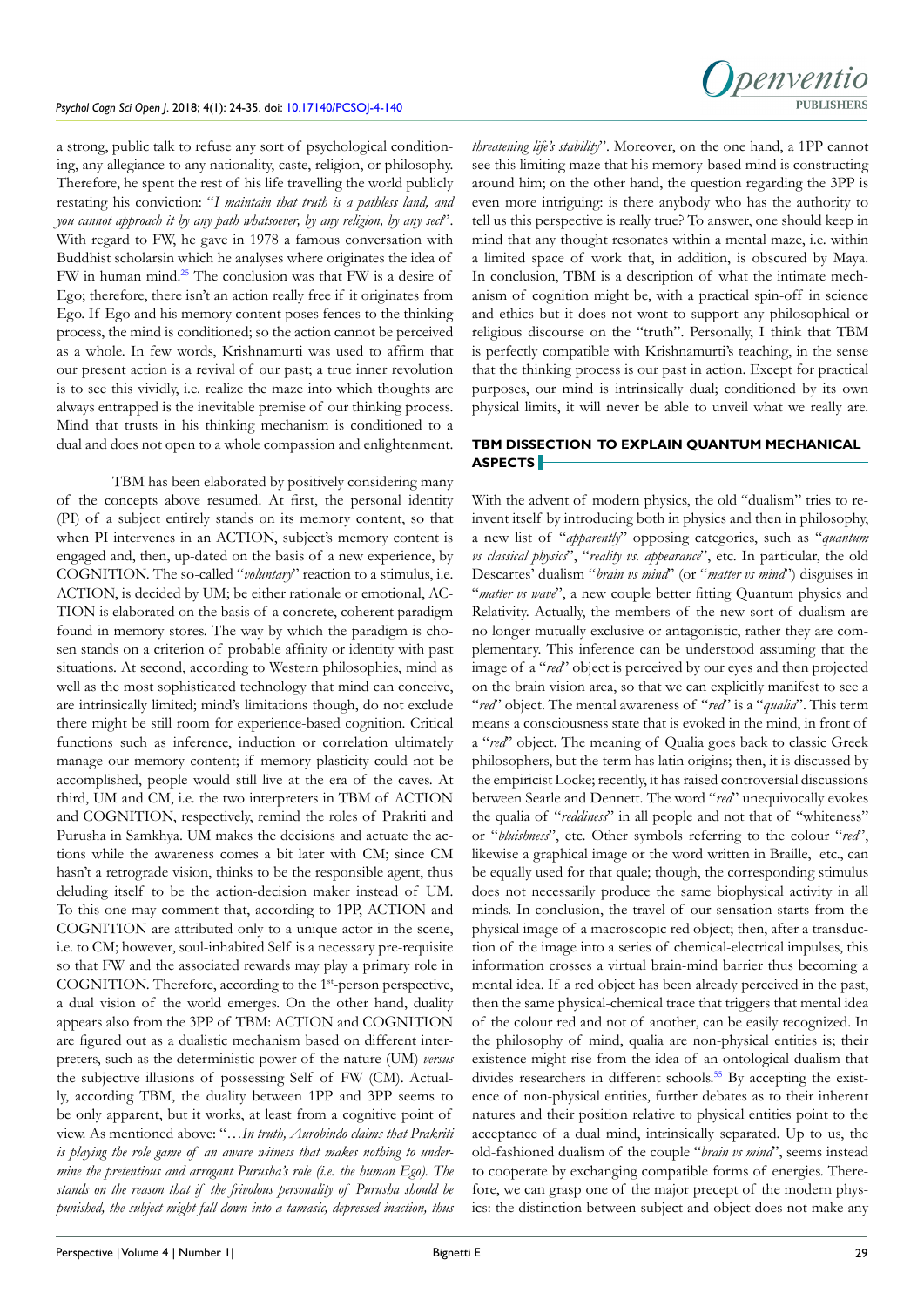a strong, public talk to refuse any sort of psychological conditioning, any allegiance to any nationality, caste, religion, or philosophy. Therefore, he spent the rest of his life travelling the world publicly restating his conviction: "*I maintain that truth is a pathless land, and you cannot approach it by any path whatsoever, by any religion, by any sect*". With regard to FW, he gave in 1978 a famous conversation with Buddhist scholarsin which he analyses where originates the idea of FW in human mind.[25] The conclusion was that FW is a desire of Ego; therefore, there isn't an action really free if it originates from Ego. If Ego and his memory content poses fences to the thinking process, the mind is conditioned; so the action cannot be perceived as a whole. In few words, Krishnamurti was used to affirm that our present action is a revival of our past; a true inner revolution is to see this vividly, i.e. realize the maze into which thoughts are always entrapped is the inevitable premise of our thinking process. Mind that trusts in his thinking mechanism is conditioned to a dual and does not open to a whole compassion and enlightenment.

TBM has been elaborated by positively considering many of the concepts above resumed. At first, the personal identity (PI) of a subject entirely stands on its memory content, so that when PI intervenes in an ACTION, subject's memory content is engaged and, then, up-dated on the basis of a new experience, by COGNITION. The so-called "*voluntary*" reaction to a stimulus, i.e. ACTION, is decided by UM; be either rationale or emotional, ACTION is elaborated on the basis of a concrete, coherent paradigm found in memory stores. The way by which the paradigm is chosen stands on a criterion of probable affinity or identity with past situations. At second, according to Western philosophies, mind as well as the most sophisticated technology that mind can conceive, are intrinsically limited; mind's limitations though, do not exclude there might be still room for experience-based cognition. Critical functions such as inference, induction or correlation ultimately manage our memory content; if memory plasticity could not be accomplished, people would still live at the era of the caves. At third, UM and CM, i.e. the two interpreters in TBM of ACTION and COGNITION, respectively, remind the roles of Prakriti and Purusha in Samkhya. UM makes the decisions and actuate the actions while the awareness comes a bit later with CM; since CM hasn't a retrograde vision, thinks to be the responsible agent, thus deluding itself to be the action-decision maker instead of UM. To this one may comment that, according to 1PP, ACTION and COGNITION are attributed only to a unique actor in the scene, i.e. to CM; however, soul-inhabited Self is a necessary pre-requisite so that FW and the associated rewards may play a primary role in COGNITION. Therefore, according to the 1st-person perspective, a dual vision of the world emerges. On the other hand, duality appears also from the 3PP of TBM: ACTION and COGNITION are figured out as a dualistic mechanism based on different interpreters, such as the deterministic power of the nature (UM) *versus* the subjective illusions of possessing Self of FW (CM). Actually, according TBM, the duality between 1PP and 3PP seems to be only apparent, but it works, at least from a cognitive point of view. As mentioned above: "…*In truth, Aurobindo claims that Prakriti is playing the role game of an aware witness that makes nothing to undermine the pretentious and arrogant Purusha's role (i.e. the human Ego). The stands on the reason that if the frivolous personality of Purusha should be punished, the subject might fall down into a tamasic, depressed inaction, thus threatening life's stability*". Moreover, on the one hand, a 1PP cannot see this limiting maze that his memory-based mind is constructing around him; on the other hand, the question regarding the 3PP is even more intriguing: is there anybody who has the authority to tell us this perspective is really true? To answer, one should keep in mind that any thought resonates within a mental maze, i.e. within a limited space of work that, in addition, is obscured by Maya. In conclusion, TBM is a description of what the intimate mechanism of cognition might be, with a practical spin-off in science and ethics but it does not wont to support any philosophical or religious discourse on the "truth". Personally, I think that TBM is perfectly compatible with Krishnamurti's teaching, in the sense that the thinking process is our past in action. Except for practical purposes, our mind is intrinsically dual; conditioned by its own physical limits, it will never be able to unveil what we really are.

## TBM DISSECTION TO EXPLAIN QUANTUM MECHANICAL ASPECTS

With the advent of modern physics, the old "dualism" tries to re-invent itself by introducing both in physics and then in philosophy, a new list of "*apparently*" opposing categories, such as "*quantum vs classical physics*", "*reality vs. appearance*", etc. In particular, the old Descartes' dualism "*brain vs mind*" (or "*matter vs mind*") disguises in "*matter vs wave*", a new couple better fitting Quantum physics and Relativity. Actually, the members of the new sort of dualism are no longer mutually exclusive or antagonistic, rather they are complementary. This inference can be understood assuming that the image of a "*red*" object is perceived by our eyes and then projected on the brain vision area, so that we can explicitly manifest to see a "*red*" object. The mental awareness of "*red*" is a "*qualia*". This term means a consciousness state that is evoked in the mind, in front of a "*red*" object. The meaning of Qualia goes back to classic Greek philosophers, but the term has latin origins; then, it is discussed by the empiricist Locke; recently, it has raised controversial discussions between Searle and Dennett. The word "*red*" unequivocally evokes the qualia of "*reddiness*" in all people and not that of "whiteness" or "*bluishness*", etc. Other symbols referring to the colour "*red*", likewise a graphical image or the word written in Braille, etc., can be equally used for that quale; though, the corresponding stimulus does not necessarily produce the same biophysical activity in all minds. In conclusion, the travel of our sensation starts from the physical image of a macroscopic red object; then, after a transduction of the image into a series of chemical-electrical impulses, this information crosses a virtual brain-mind barrier thus becoming a mental idea. If a red object has been already perceived in the past, then the same physical-chemical trace that triggers that mental idea of the colour red and not of another, can be easily recognized. In the philosophy of mind, qualia are non-physical entities is; their existence might rise from the idea of an ontological dualism that divides researchers in different schools.[55] By accepting the existence of non-physical entities, further debates as to their inherent natures and their position relative to physical entities point to the acceptance of a dual mind, intrinsically separated. Up to us, the old-fashioned dualism of the couple "*brain vs mind*", seems instead to cooperate by exchanging compatible forms of energies. Therefore, we can grasp one of the major precept of the modern physics: the distinction between subject and object does not make any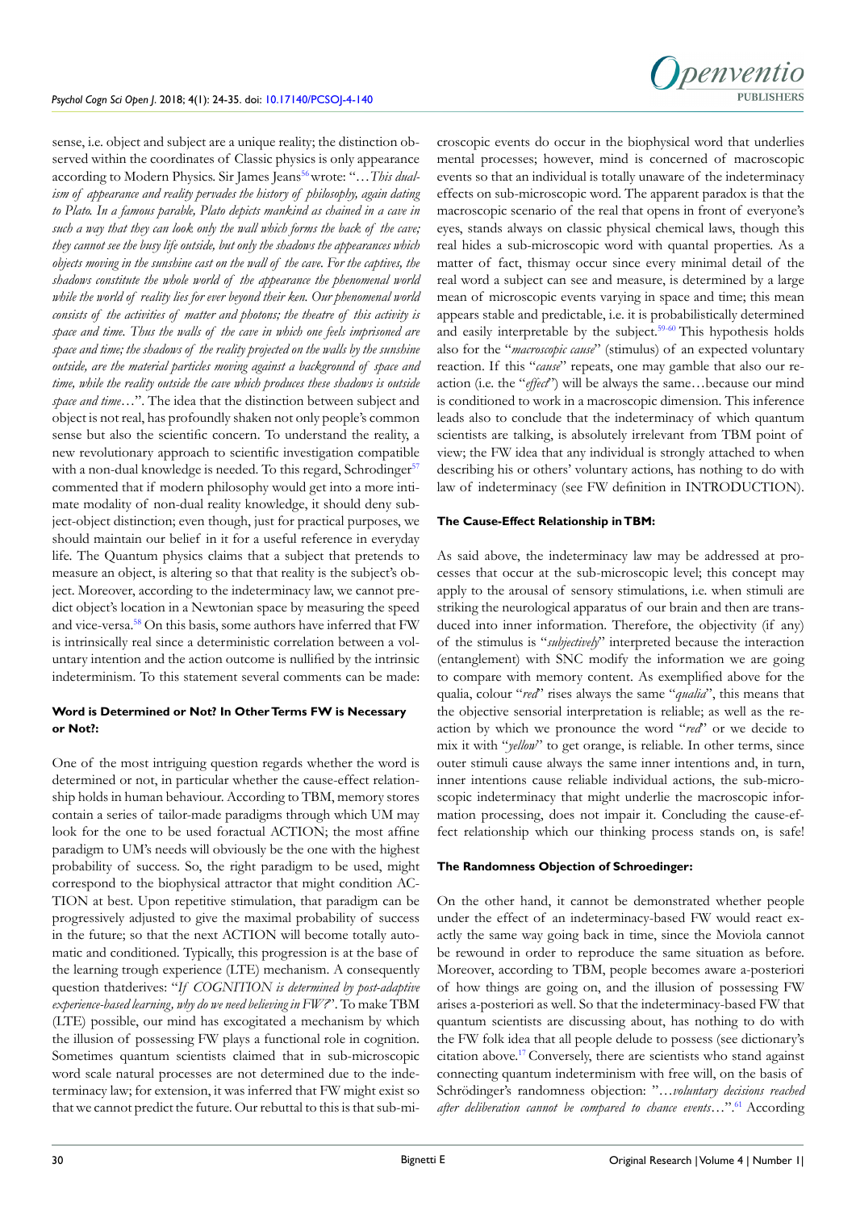sense, i.e. object and subject are a unique reality; the distinction observed within the coordinates of Classic physics is only appearance according to Modern Physics. Sir James Jeans[56] wrote: "…*This dualism of appearance and reality pervades the history of philosophy, again dating to Plato. In a famous parable, Plato depicts mankind as chained in a cave in such a way that they can look only the wall which forms the back of the cave; they cannot see the busy life outside, but only the shadows the appearances which objects moving in the sunshine cast on the wall of the cave. For the captives, the shadows constitute the whole world of the appearance the phenomenal world while the world of reality lies for ever beyond their ken. Our phenomenal world consists of the activities of matter and photons; the theatre of this activity is space and time. Thus the walls of the cave in which one feels imprisoned are space and time; the shadows of the reality projected on the walls by the sunshine outside, are the material particles moving against a background of space and time, while the reality outside the cave which produces these shadows is outside space and time*…". The idea that the distinction between subject and object is not real, has profoundly shaken not only people's common sense but also the scientific concern. To understand the reality, a new revolutionary approach to scientific investigation compatible with a non-dual knowledge is needed. To this regard, Schrodinger[57] commented that if modern philosophy would get into a more intimate modality of non-dual reality knowledge, it should deny subject-object distinction; even though, just for practical purposes, we should maintain our belief in it for a useful reference in everyday life. The Quantum physics claims that a subject that pretends to measure an object, is altering so that that reality is the subject's object. Moreover, according to the indeterminacy law, we cannot predict object's location in a Newtonian space by measuring the speed and vice-versa.[58] On this basis, some authors have inferred that FW is intrinsically real since a deterministic correlation between a voluntary intention and the action outcome is nullified by the intrinsic indeterminism. To this statement several comments can be made:

#### Word is Determined or Not? In Other Terms FW is Necessary or Not?:

One of the most intriguing question regards whether the word is determined or not, in particular whether the cause-effect relationship holds in human behaviour. According to TBM, memory stores contain a series of tailor-made paradigms through which UM may look for the one to be used foractual ACTION; the most affine paradigm to UM's needs will obviously be the one with the highest probability of success. So, the right paradigm to be used, might correspond to the biophysical attractor that might condition ACTION at best. Upon repetitive stimulation, that paradigm can be progressively adjusted to give the maximal probability of success in the future; so that the next ACTION will become totally automatic and conditioned. Typically, this progression is at the base of the learning trough experience (LTE) mechanism. A consequently question thatderives: "*If COGNITION is determined by post-adaptive experience-based learning, why do we need believing in FW?*". To make TBM (LTE) possible, our mind has excogitated a mechanism by which the illusion of possessing FW plays a functional role in cognition. Sometimes quantum scientists claimed that in sub-microscopic word scale natural processes are not determined due to the indeterminacy law; for extension, it was inferred that FW might exist so that we cannot predict the future. Our rebuttal to this is that sub-microscopic events do occur in the biophysical word that underlies mental processes; however, mind is concerned of macroscopic events so that an individual is totally unaware of the indeterminacy effects on sub-microscopic word. The apparent paradox is that the macroscopic scenario of the real that opens in front of everyone's eyes, stands always on classic physical chemical laws, though this real hides a sub-microscopic word with quantal properties. As a matter of fact, thismay occur since every minimal detail of the real word a subject can see and measure, is determined by a large mean of microscopic events varying in space and time; this mean appears stable and predictable, i.e. it is probabilistically determined and easily interpretable by the subject.[59-60] This hypothesis holds also for the "*macroscopic cause*" (stimulus) of an expected voluntary reaction. If this "*cause*" repeats, one may gamble that also our reaction (i.e. the "*effect*") will be always the same…because our mind is conditioned to work in a macroscopic dimension. This inference leads also to conclude that the indeterminacy of which quantum scientists are talking, is absolutely irrelevant from TBM point of view; the FW idea that any individual is strongly attached to when describing his or others' voluntary actions, has nothing to do with law of indeterminacy (see FW definition in INTRODUCTION).

#### The Cause-Effect Relationship in TBM:

As said above, the indeterminacy law may be addressed at processes that occur at the sub-microscopic level; this concept may apply to the arousal of sensory stimulations, i.e. when stimuli are striking the neurological apparatus of our brain and then are transduced into inner information. Therefore, the objectivity (if any) of the stimulus is "*subjectively*" interpreted because the interaction (entanglement) with SNC modify the information we are going to compare with memory content. As exemplified above for the qualia, colour "*red*" rises always the same "*qualia*", this means that the objective sensorial interpretation is reliable; as well as the reaction by which we pronounce the word "*red*" or we decide to mix it with "*yellow*" to get orange, is reliable. In other terms, since outer stimuli cause always the same inner intentions and, in turn, inner intentions cause reliable individual actions, the sub-microscopic indeterminacy that might underlie the macroscopic information processing, does not impair it. Concluding the cause-effect relationship which our thinking process stands on, is safe!

#### The Randomness Objection of Schroedinger:

On the other hand, it cannot be demonstrated whether people under the effect of an indeterminacy-based FW would react exactly the same way going back in time, since the Moviola cannot be rewound in order to reproduce the same situation as before. Moreover, according to TBM, people becomes aware a-posteriori of how things are going on, and the illusion of possessing FW arises a-posteriori as well. So that the indeterminacy-based FW that quantum scientists are discussing about, has nothing to do with the FW folk idea that all people delude to possess (see dictionary's citation above.[17] Conversely, there are scientists who stand against connecting quantum indeterminism with free will, on the basis of Schrödinger's randomness objection: "…*voluntary decisions reached after deliberation cannot be compared to chance events*…".[61] According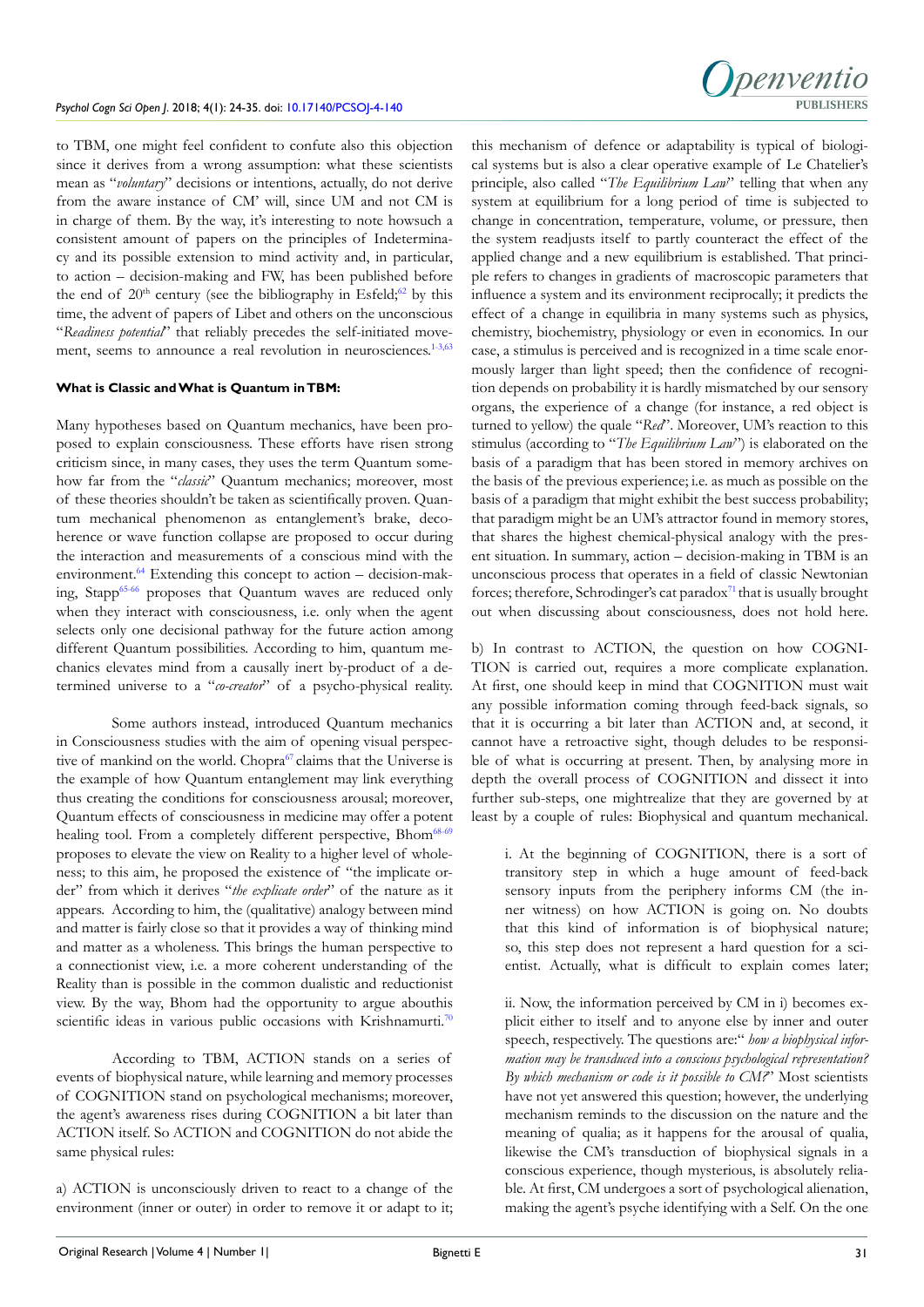to TBM, one might feel confident to confute also this objection since it derives from a wrong assumption: what these scientists mean as "*voluntary*" decisions or intentions, actually, do not derive from the aware instance of CM' will, since UM and not CM is in charge of them. By the way, it's interesting to note howsuch a consistent amount of papers on the principles of Indeterminacy and its possible extension to mind activity and, in particular, to action – decision-making and FW, has been published before the end of 20th century (see the bibliography in Esfeld;[62] by this time, the advent of papers of Libet and others on the unconscious "*Readiness potential*" that reliably precedes the self-initiated movement, seems to announce a real revolution in neurosciences.[1-3,63]

**What is Classic and What is Quantum in TBM:**

Many hypotheses based on Quantum mechanics, have been proposed to explain consciousness. These efforts have risen strong criticism since, in many cases, they uses the term Quantum somehow far from the "*classic*" Quantum mechanics; moreover, most of these theories shouldn't be taken as scientifically proven. Quantum mechanical phenomenon as entanglement's brake, decoherence or wave function collapse are proposed to occur during the interaction and measurements of a conscious mind with the environment.[64] Extending this concept to action – decision-making, Stapp[65-66] proposes that Quantum waves are reduced only when they interact with consciousness, i.e. only when the agent selects only one decisional pathway for the future action among different Quantum possibilities. According to him, quantum mechanics elevates mind from a causally inert by-product of a determined universe to a "*co-creator*" of a psycho-physical reality.

Some authors instead, introduced Quantum mechanics in Consciousness studies with the aim of opening visual perspective of mankind on the world. Chopra[67] claims that the Universe is the example of how Quantum entanglement may link everything thus creating the conditions for consciousness arousal; moreover, Quantum effects of consciousness in medicine may offer a potent healing tool. From a completely different perspective, Bhom[68-69] proposes to elevate the view on Reality to a higher level of wholeness; to this aim, he proposed the existence of "the implicate order" from which it derives "*the explicate order*" of the nature as it appears. According to him, the (qualitative) analogy between mind and matter is fairly close so that it provides a way of thinking mind and matter as a wholeness. This brings the human perspective to a connectionist view, i.e. a more coherent understanding of the Reality than is possible in the common dualistic and reductionist view. By the way, Bhom had the opportunity to argue abouthis scientific ideas in various public occasions with Krishnamurti.[70]

According to TBM, ACTION stands on a series of events of biophysical nature, while learning and memory processes of COGNITION stand on psychological mechanisms; moreover, the agent's awareness rises during COGNITION a bit later than ACTION itself. So ACTION and COGNITION do not abide the same physical rules:

a) ACTION is unconsciously driven to react to a change of the environment (inner or outer) in order to remove it or adapt to it; this mechanism of defence or adaptability is typical of biological systems but is also a clear operative example of Le Chatelier's principle, also called "*The Equilibrium Law*" telling that when any system at equilibrium for a long period of time is subjected to change in concentration, temperature, volume, or pressure, then the system readjusts itself to partly counteract the effect of the applied change and a new equilibrium is established. That principle refers to changes in gradients of macroscopic parameters that influence a system and its environment reciprocally; it predicts the effect of a change in equilibria in many systems such as physics, chemistry, biochemistry, physiology or even in economics. In our case, a stimulus is perceived and is recognized in a time scale enormously larger than light speed; then the confidence of recognition depends on probability it is hardly mismatched by our sensory organs, the experience of a change (for instance, a red object is turned to yellow) the quale "*Red*". Moreover, UM's reaction to this stimulus (according to "*The Equilibrium Law*") is elaborated on the basis of a paradigm that has been stored in memory archives on the basis of the previous experience; i.e. as much as possible on the basis of a paradigm that might exhibit the best success probability; that paradigm might be an UM's attractor found in memory stores, that shares the highest chemical-physical analogy with the present situation. In summary, action – decision-making in TBM is an unconscious process that operates in a field of classic Newtonian forces; therefore, Schrodinger's cat paradox[71] that is usually brought out when discussing about consciousness, does not hold here.

b) In contrast to ACTION, the question on how COGNITION is carried out, requires a more complicate explanation. At first, one should keep in mind that COGNITION must wait any possible information coming through feed-back signals, so that it is occurring a bit later than ACTION and, at second, it cannot have a retroactive sight, though deludes to be responsible of what is occurring at present. Then, by analysing more in depth the overall process of COGNITION and dissect it into further sub-steps, one mightrealize that they are governed by at least by a couple of rules: Biophysical and quantum mechanical.

> i. At the beginning of COGNITION, there is a sort of transitory step in which a huge amount of feed-back sensory inputs from the periphery informs CM (the inner witness) on how ACTION is going on. No doubts that this kind of information is of biophysical nature; so, this step does not represent a hard question for a scientist. Actually, what is difficult to explain comes later;
>
> ii. Now, the information perceived by CM in i) becomes explicit either to itself and to anyone else by inner and outer speech, respectively. The questions are:" *how a biophysical information may be transduced into a conscious psychological representation? By which mechanism or code is it possible to CM?*" Most scientists have not yet answered this question; however, the underlying mechanism reminds to the discussion on the nature and the meaning of qualia; as it happens for the arousal of qualia, likewise the CM's transduction of biophysical signals in a conscious experience, though mysterious, is absolutely reliable. At first, CM undergoes a sort of psychological alienation, making the agent's psyche identifying with a Self. On the one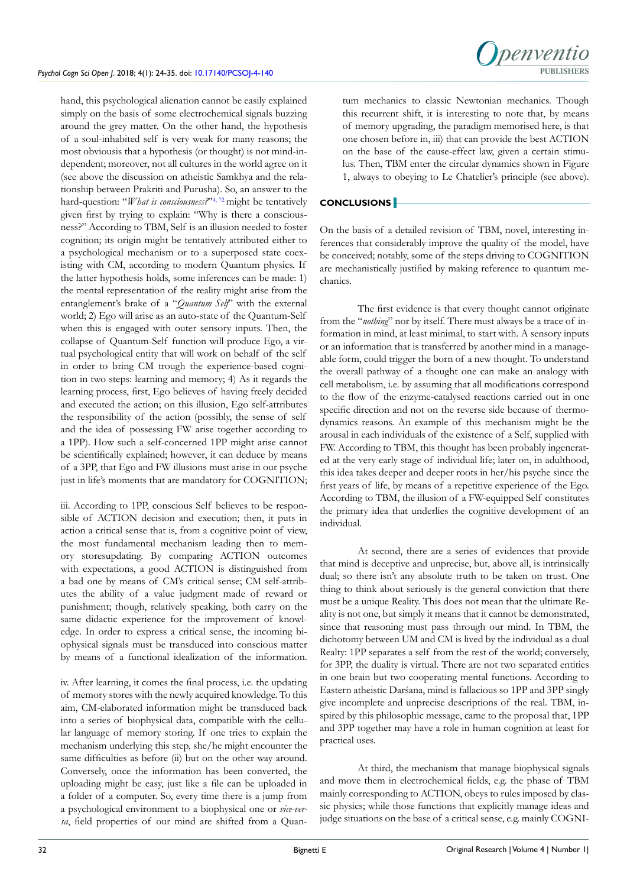hand, this psychological alienation cannot be easily explained simply on the basis of some electrochemical signals buzzing around the grey matter. On the other hand, the hypothesis of a soul-inhabited self is very weak for many reasons; the most obviousis that a hypothesis (or thought) is not mind-independent; moreover, not all cultures in the world agree on it (see above the discussion on atheistic Samkhya and the relationship between Prakriti and Purusha). So, an answer to the hard-question: "*What is consciousness?*"[4, 72] might be tentatively given first by trying to explain: "Why is there a consciousness?" According to TBM, Self is an illusion needed to foster cognition; its origin might be tentatively attributed either to a psychological mechanism or to a superposed state coexisting with CM, according to modern Quantum physics. If the latter hypothesis holds, some inferences can be made: 1) the mental representation of the reality might arise from the entanglement's brake of a "*Quantum Self*" with the external world; 2) Ego will arise as an auto-state of the Quantum-Self when this is engaged with outer sensory inputs. Then, the collapse of Quantum-Self function will produce Ego, a virtual psychological entity that will work on behalf of the self in order to bring CM trough the experience-based cognition in two steps: learning and memory; 4) As it regards the learning process, first, Ego believes of having freely decided and executed the action; on this illusion, Ego self-attributes the responsibility of the action (possibly, the sense of self and the idea of possessing FW arise together according to a 1PP). How such a self-concerned 1PP might arise cannot be scientifically explained; however, it can deduce by means of a 3PP, that Ego and FW illusions must arise in our psyche just in life's moments that are mandatory for COGNITION;

iii. According to 1PP, conscious Self believes to be responsible of ACTION decision and execution; then, it puts in action a critical sense that is, from a cognitive point of view, the most fundamental mechanism leading then to memory storesupdating. By comparing ACTION outcomes with expectations, a good ACTION is distinguished from a bad one by means of CM's critical sense; CM self-attributes the ability of a value judgment made of reward or punishment; though, relatively speaking, both carry on the same didactic experience for the improvement of knowledge. In order to express a critical sense, the incoming biophysical signals must be transduced into conscious matter by means of a functional idealization of the information.

iv. After learning, it comes the final process, i.e. the updating of memory stores with the newly acquired knowledge. To this aim, CM-elaborated information might be transduced back into a series of biophysical data, compatible with the cellular language of memory storing. If one tries to explain the mechanism underlying this step, she/he might encounter the same difficulties as before (ii) but on the other way around. Conversely, once the information has been converted, the uploading might be easy, just like a file can be uploaded in a folder of a computer. So, every time there is a jump from a psychological environment to a biophysical one or *vice-versa*, field properties of our mind are shifted from a Quantum mechanics to classic Newtonian mechanics. Though this recurrent shift, it is interesting to note that, by means of memory upgrading, the paradigm memorised here, is that one chosen before in, iii) that can provide the best ACTION on the base of the cause-effect law, given a certain stimulus. Then, TBM enter the circular dynamics shown in Figure 1, always to obeying to Le Chatelier's principle (see above).

## CONCLUSIONS

On the basis of a detailed revision of TBM, novel, interesting inferences that considerably improve the quality of the model, have be conceived; notably, some of the steps driving to COGNITION are mechanistically justified by making reference to quantum mechanics.

The first evidence is that every thought cannot originate from the "*nothing*" nor by itself. There must always be a trace of information in mind, at least minimal, to start with. A sensory inputs or an information that is transferred by another mind in a manageable form, could trigger the born of a new thought. To understand the overall pathway of a thought one can make an analogy with cell metabolism, i.e. by assuming that all modifications correspond to the flow of the enzyme-catalysed reactions carried out in one specific direction and not on the reverse side because of thermodynamics reasons. An example of this mechanism might be the arousal in each individuals of the existence of a Self, supplied with FW. According to TBM, this thought has been probably ingenerated at the very early stage of individual life; later on, in adulthood, this idea takes deeper and deeper roots in her/his psyche since the first years of life, by means of a repetitive experience of the Ego. According to TBM, the illusion of a FW-equipped Self constitutes the primary idea that underlies the cognitive development of an individual.

At second, there are a series of evidences that provide that mind is deceptive and unprecise, but, above all, is intrinsically dual; so there isn't any absolute truth to be taken on trust. One thing to think about seriously is the general conviction that there must be a unique Reality. This does not mean that the ultimate Reality is not one, but simply it means that it cannot be demonstrated, since that reasoning must pass through our mind. In TBM, the dichotomy between UM and CM is lived by the individual as a dual Realty: 1PP separates a self from the rest of the world; conversely, for 3PP, the duality is virtual. There are not two separated entities in one brain but two cooperating mental functions. According to Eastern atheistic Darśana, mind is fallacious so 1PP and 3PP singly give incomplete and unprecise descriptions of the real. TBM, inspired by this philosophic message, came to the proposal that, 1PP and 3PP together may have a role in human cognition at least for practical uses.

At third, the mechanism that manage biophysical signals and move them in electrochemical fields, e.g. the phase of TBM mainly corresponding to ACTION, obeys to rules imposed by classic physics; while those functions that explicitly manage ideas and judge situations on the base of a critical sense, e.g. mainly COGNI-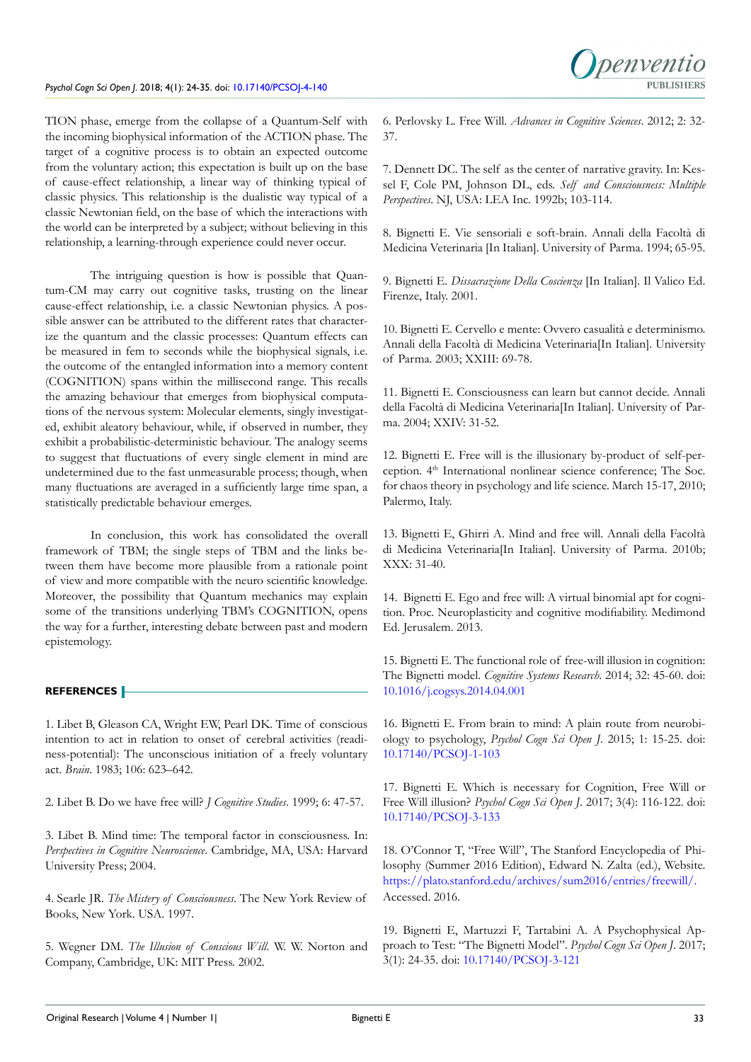TION phase, emerge from the collapse of a Quantum-Self with the incoming biophysical information of the ACTION phase. The target of a cognitive process is to obtain an expected outcome from the voluntary action; this expectation is built up on the base of cause-effect relationship, a linear way of thinking typical of classic physics. This relationship is the dualistic way typical of a classic Newtonian field, on the base of which the interactions with the world can be interpreted by a subject; without believing in this relationship, a learning-through experience could never occur.

The intriguing question is how is possible that Quantum-CM may carry out cognitive tasks, trusting on the linear cause-effect relationship, i.e. a classic Newtonian physics. A possible answer can be attributed to the different rates that characterize the quantum and the classic processes: Quantum effects can be measured in fem to seconds while the biophysical signals, i.e. the outcome of the entangled information into a memory content (COGNITION) spans within the millisecond range. This recalls the amazing behaviour that emerges from biophysical computations of the nervous system: Molecular elements, singly investigated, exhibit aleatory behaviour, while, if observed in number, they exhibit a probabilistic-deterministic behaviour. The analogy seems to suggest that fluctuations of every single element in mind are undetermined due to the fast unmeasurable process; though, when many fluctuations are averaged in a sufficiently large time span, a statistically predictable behaviour emerges.

In conclusion, this work has consolidated the overall framework of TBM; the single steps of TBM and the links between them have become more plausible from a rationale point of view and more compatible with the neuro scientific knowledge. Moreover, the possibility that Quantum mechanics may explain some of the transitions underlying TBM's COGNITION, opens the way for a further, interesting debate between past and modern epistemology.

## REFERENCES

1. Libet B, Gleason CA, Wright EW, Pearl DK. Time of conscious intention to act in relation to onset of cerebral activities (readiness-potential): The unconscious initiation of a freely voluntary act. *Brain*. 1983; 106: 623–642.

2. Libet B. Do we have free will? *J Cognitive Studies*. 1999; 6: 47-57.

3. Libet B. Mind time: The temporal factor in consciousness. In: *Perspectives in Cognitive Neuroscience*. Cambridge, MA, USA: Harvard University Press; 2004.

4. Searle JR. *The Mistery of Consciousness*. The New York Review of Books, New York. USA. 1997.

5. Wegner DM. *The Illusion of Conscious Will*. W. W. Norton and Company, Cambridge, UK: MIT Press. 2002.

6. Perlovsky L. Free Will. *Advances in Cognitive Sciences*. 2012; 2: 32-37.

7. Dennett DC. The self as the center of narrative gravity. In: Kessel F, Cole PM, Johnson DL, eds. *Self and Consciousness: Multiple Perspectives*. NJ, USA: LEA Inc. 1992b; 103-114.

8. Bignetti E. Vie sensoriali e soft-brain. Annali della Facoltà di Medicina Veterinaria [In Italian]. University of Parma. 1994; 65-95.

9. Bignetti E. *Dissacrazione Della Coscienza* [In Italian]. Il Valico Ed. Firenze, Italy. 2001.

10. Bignetti E. Cervello e mente: Ovvero casualità e determinismo. Annali della Facoltà di Medicina Veterinaria[In Italian]. University of Parma. 2003; XXIII: 69-78.

11. Bignetti E. Consciousness can learn but cannot decide. Annali della Facoltà di Medicina Veterinaria[In Italian]. University of Parma. 2004; XXIV: 31-52.

12. Bignetti E. Free will is the illusionary by-product of self-perception. 4th International nonlinear science conference; The Soc. for chaos theory in psychology and life science. March 15-17, 2010; Palermo, Italy.

13. Bignetti E, Ghirri A. Mind and free will. Annali della Facoltà di Medicina Veterinaria[In Italian]. University of Parma. 2010b; XXX: 31-40.

14. Bignetti E. Ego and free will: A virtual binomial apt for cognition. Proc. Neuroplasticity and cognitive modifiability. Medimond Ed. Jerusalem. 2013.

15. Bignetti E. The functional role of free-will illusion in cognition: The Bignetti model. *Cognitive Systems Research*. 2014; 32: 45-60. doi: 10.1016/j.cogsys.2014.04.001

16. Bignetti E. From brain to mind: A plain route from neurobiology to psychology, *Psychol Cogn Sci Open J*. 2015; 1: 15-25. doi: 10.17140/PCSOJ-1-103

17. Bignetti E. Which is necessary for Cognition, Free Will or Free Will illusion? *Psychol Cogn Sci Open J*. 2017; 3(4): 116-122. doi: 10.17140/PCSOJ-3-133

18. O'Connor T, "Free Will", The Stanford Encyclopedia of Philosophy (Summer 2016 Edition), Edward N. Zalta (ed.), Website. https://plato.stanford.edu/archives/sum2016/entries/freewill/. Accessed. 2016.

19. Bignetti E, Martuzzi F, Tartabini A. A Psychophysical Approach to Test: "The Bignetti Model". *Psychol Cogn Sci Open J*. 2017; 3(1): 24-35. doi: 10.17140/PCSOJ-3-121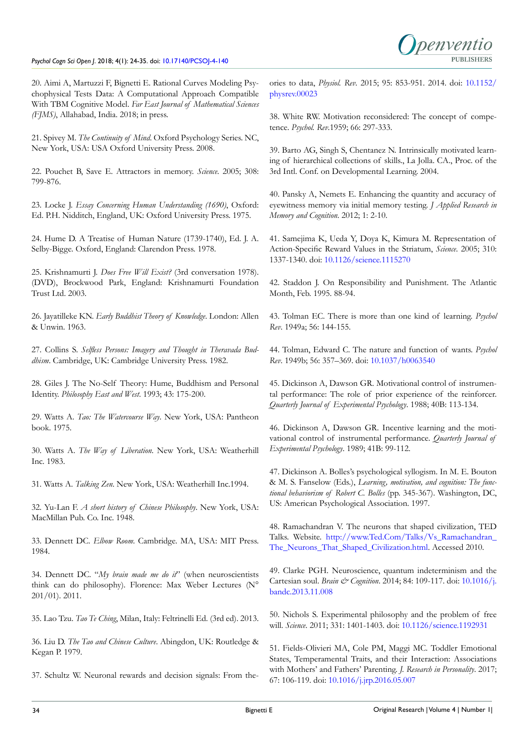20. Aimi A, Martuzzi F, Bignetti E. Rational Curves Modeling Psychophysical Tests Data: A Computational Approach Compatible With TBM Cognitive Model. *Far East Journal of Mathematical Sciences (FJMS)*, Allahabad, India. 2018; in press.

21. Spivey M. *The Continuity of Mind*. Oxford Psychology Series. NC, New York, USA: USA Oxford University Press. 2008.

22. Pouchet B, Save E. Attractors in memory. *Science*. 2005; 308: 799-876.

23. Locke J. *Essay Concerning Human Understanding (1690)*, Oxford: Ed. P.H. Nidditch, England, UK: Oxford University Press. 1975.

24. Hume D. A Treatise of Human Nature (1739-1740), Ed. J. A. Selby-Bigge. Oxford, England: Clarendon Press. 1978.

25. Krishnamurti J. *Does Free Will Exist?* (3rd conversation 1978). (DVD), Brockwood Park, England: Krishnamurti Foundation Trust Ltd. 2003.

26. Jayatilleke KN. *Early Buddhist Theory of Knowledge*. London: Allen & Unwin. 1963.

27. Collins S. *Selfless Persons: Imagery and Thought in Theravada Buddhism*. Cambridge, UK: Cambridge University Press. 1982.

28. Giles J. The No-Self Theory: Hume, Buddhism and Personal Identity. *Philosophy East and West*. 1993; 43: 175-200.

29. Watts A. *Tao: The Watercourse Way*. New York, USA: Pantheon book. 1975.

30. Watts A. *The Way of Liberation*. New York, USA: Weatherhill Inc. 1983.

31. Watts A. *Talking Zen*. New York, USA: Weatherhill Inc.1994.

32. Yu-Lan F. *A short history of Chinese Philosophy*. New York, USA: MacMillan Pub. Co. Inc. 1948.

33. Dennett DC. *Elbow Room*. Cambridge. MA, USA: MIT Press. 1984.

34. Dennett DC. "*My brain made me do it*" (when neuroscientists think can do philosophy). Florence: Max Weber Lectures (N° 201/01). 2011.

35. Lao Tzu. *Tao Te Ching*, Milan, Italy: Feltrinelli Ed. (3rd ed). 2013.

36. Liu D. *The Tao and Chinese Culture*. Abingdon, UK: Routledge & Kegan P. 1979.

37. Schultz W. Neuronal rewards and decision signals: From theories to data, *Physiol. Rev*. 2015; 95: 853-951. 2014. doi: 10.1152/physrev.00023

38. White RW. Motivation reconsidered: The concept of competence. *Psychol. Rev*.1959; 66: 297-333.

39. Barto AG, Singh S, Chentanez N. Intrinsically motivated learning of hierarchical collections of skills., La Jolla. CA., Proc. of the 3rd Intl. Conf. on Developmental Learning. 2004.

40. Pansky A, Nemets E. Enhancing the quantity and accuracy of eyewitness memory via initial memory testing. *J Applied Research in Memory and Cognition*. 2012; 1: 2-10.

41. Samejima K, Ueda Y, Doya K, Kimura M. Representation of Action-Specific Reward Values in the Striatum, *Science*. 2005; 310: 1337-1340. doi: 10.1126/science.1115270

42. Staddon J. On Responsibility and Punishment. The Atlantic Month, Feb. 1995. 88-94.

43. Tolman EC. There is more than one kind of learning. *Psychol Rev*. 1949a; 56: 144-155.

44. Tolman, Edward C. The nature and function of wants. *Psychol Rev*. 1949b; 56: 357–369. doi: 10.1037/h0063540

45. Dickinson A, Dawson GR. Motivational control of instrumental performance: The role of prior experience of the reinforcer. *Quarterly Journal of Experimental Psychology*. 1988; 40B: 113-134.

46. Dickinson A, Dawson GR. Incentive learning and the motivational control of instrumental performance. *Quarterly Journal of Experimental Psychology*. 1989; 41B: 99-112.

47. Dickinson A. Bolles's psychological syllogism. In M. E. Bouton & M. S. Fanselow (Eds.), *Learning, motivation, and cognition: The functional behaviorism of Robert C. Bolles* (pp. 345-367). Washington, DC, US: American Psychological Association. 1997.

48. Ramachandran V. The neurons that shaped civilization, TED Talks. Website. http://www.Ted.Com/Talks/Vs_Ramachandran_The_Neurons_That_Shaped_Civilization.html. Accessed 2010.

49. Clarke PGH. Neuroscience, quantum indeterminism and the Cartesian soul. *Brain & Cognition*. 2014; 84: 109-117. doi: 10.1016/j.bandc.2013.11.008

50. Nichols S. Experimental philosophy and the problem of free will. *Science*. 2011; 331: 1401-1403. doi: 10.1126/science.1192931

51. Fields-Olivieri MA, Cole PM, Maggi MC. Toddler Emotional States, Temperamental Traits, and their Interaction: Associations with Mothers' and Fathers' Parenting. *J. Research in Personality*. 2017; 67: 106-119. doi: 10.1016/j.jrp.2016.05.007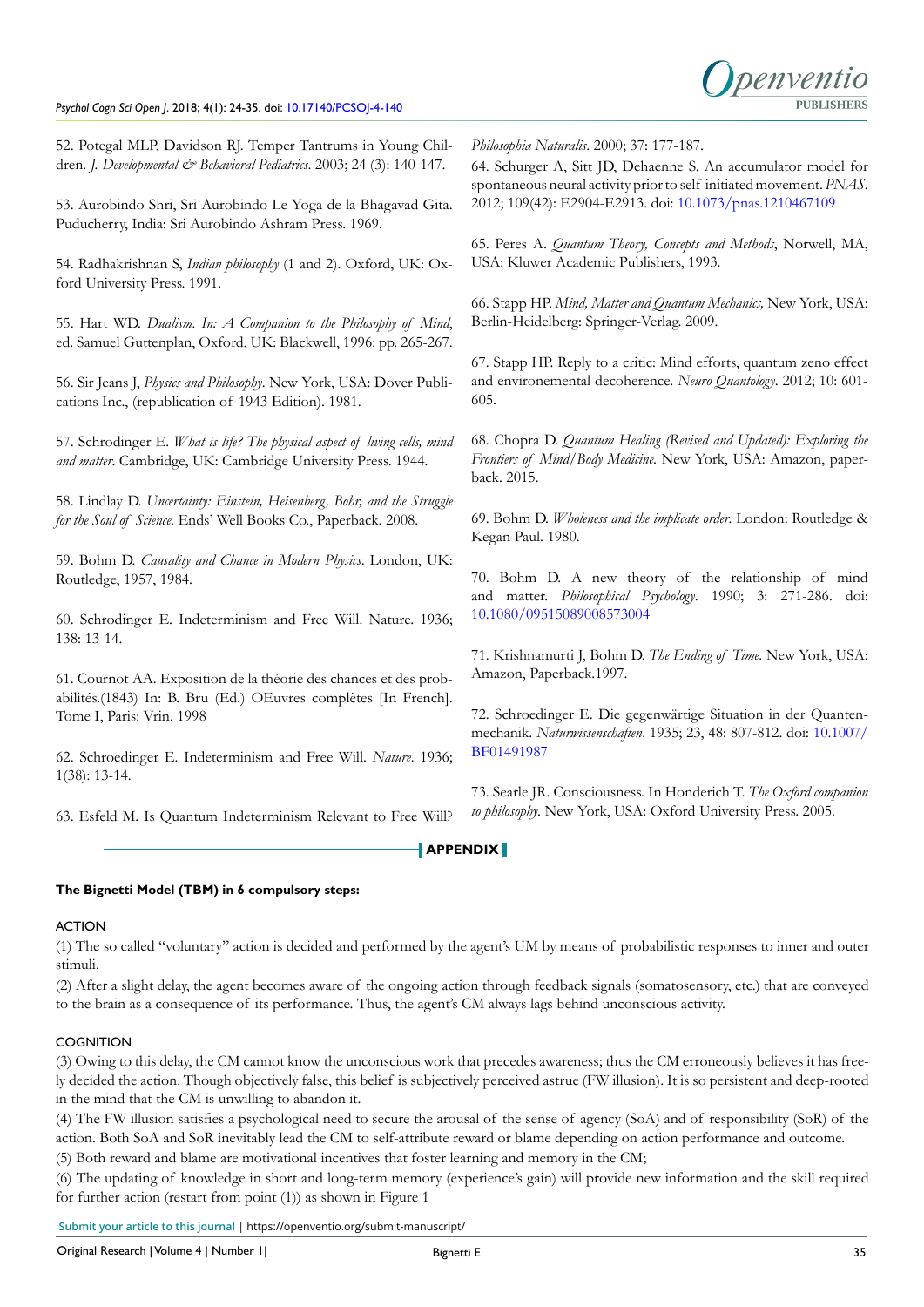52. Potegal MLP, Davidson RJ. Temper Tantrums in Young Children. *J. Developmental & Behavioral Pediatrics*. 2003; 24 (3): 140-147.

53. Aurobindo Shri, Sri Aurobindo Le Yoga de la Bhagavad Gita. Puducherry, India: Sri Aurobindo Ashram Press. 1969.

54. Radhakrishnan S, *Indian philosophy* (1 and 2). Oxford, UK: Oxford University Press. 1991.

55. Hart WD. *Dualism. In: A Companion to the Philosophy of Mind*, ed. Samuel Guttenplan, Oxford, UK: Blackwell, 1996: pp. 265-267.

56. Sir Jeans J, *Physics and Philosophy*. New York, USA: Dover Publications Inc., (republication of 1943 Edition). 1981.

57. Schrodinger E. *What is life? The physical aspect of living cells, mind and matter*. Cambridge, UK: Cambridge University Press. 1944.

58. Lindlay D. *Uncertainty: Einstein, Heisenberg, Bohr, and the Struggle for the Soul of Science*. Ends' Well Books Co., Paperback. 2008.

59. Bohm D. *Causality and Chance in Modern Physics*. London, UK: Routledge, 1957, 1984.

60. Schrodinger E. Indeterminism and Free Will. Nature. 1936; 138: 13-14.

61. Cournot AA. Exposition de la théorie des chances et des probabilités.(1843) In: B. Bru (Ed.) OEuvres complètes [In French]. Tome I, Paris: Vrin. 1998

62. Schroedinger E. Indeterminism and Free Will. *Nature*. 1936; 1(38): 13-14.

63. Esfeld M. Is Quantum Indeterminism Relevant to Free Will? *Philosophia Naturalis*. 2000; 37: 177-187.

64. Schurger A, Sitt JD, Dehaene S. An accumulator model for spontaneous neural activity prior to self-initiated movement. *PNAS*. 2012; 109(42): E2904-E2913. doi: 10.1073/pnas.1210467109

65. Peres A. *Quantum Theory, Concepts and Methods*, Norwell, MA, USA: Kluwer Academic Publishers, 1993.

66. Stapp HP. *Mind, Matter and Quantum Mechanics,* New York, USA: Berlin-Heidelberg: Springer-Verlag. 2009.

67. Stapp HP. Reply to a critic: Mind efforts, quantum zeno effect and environemental decoherence. *Neuro Quantology*. 2012; 10: 601-605.

68. Chopra D. *Quantum Healing (Revised and Updated): Exploring the Frontiers of Mind/Body Medicine*. New York, USA: Amazon, paperback. 2015.

69. Bohm D. *Wholeness and the implicate order*. London: Routledge & Kegan Paul. 1980.

70. Bohm D. A new theory of the relationship of mind and matter. *Philosophical Psychology*. 1990; 3: 271-286. doi: 10.1080/09515089008573004

71. Krishnamurti J, Bohm D. *The Ending of Time*. New York, USA: Amazon, Paperback.1997.

72. Schroedinger E. Die gegenwärtige Situation in der Quantenmechanik. *Naturwissenschaften*. 1935; 23, 48: 807-812. doi: 10.1007/BF01491987

73. Searle JR. Consciousness. In Honderich T. *The Oxford companion to philosophy*. New York, USA: Oxford University Press. 2005.

## APPENDIX

**The Bignetti Model (TBM) in 6 compulsory steps:**

### ACTION

(1) The so called "voluntary" action is decided and performed by the agent's UM by means of probabilistic responses to inner and outer stimuli.

(2) After a slight delay, the agent becomes aware of the ongoing action through feedback signals (somatosensory, etc.) that are conveyed to the brain as a consequence of its performance. Thus, the agent's CM always lags behind unconscious activity.

### COGNITION

(3) Owing to this delay, the CM cannot know the unconscious work that precedes awareness; thus the CM erroneously believes it has freely decided the action. Though objectively false, this belief is subjectively perceived astrue (FW illusion). It is so persistent and deep-rooted in the mind that the CM is unwilling to abandon it.

(4) The FW illusion satisfies a psychological need to secure the arousal of the sense of agency (SoA) and of responsibility (SoR) of the action. Both SoA and SoR inevitably lead the CM to self-attribute reward or blame depending on action performance and outcome.

(5) Both reward and blame are motivational incentives that foster learning and memory in the CM;

(6) The updating of knowledge in short and long-term memory (experience's gain) will provide new information and the skill required for further action (restart from point (1)) as shown in Figure 1